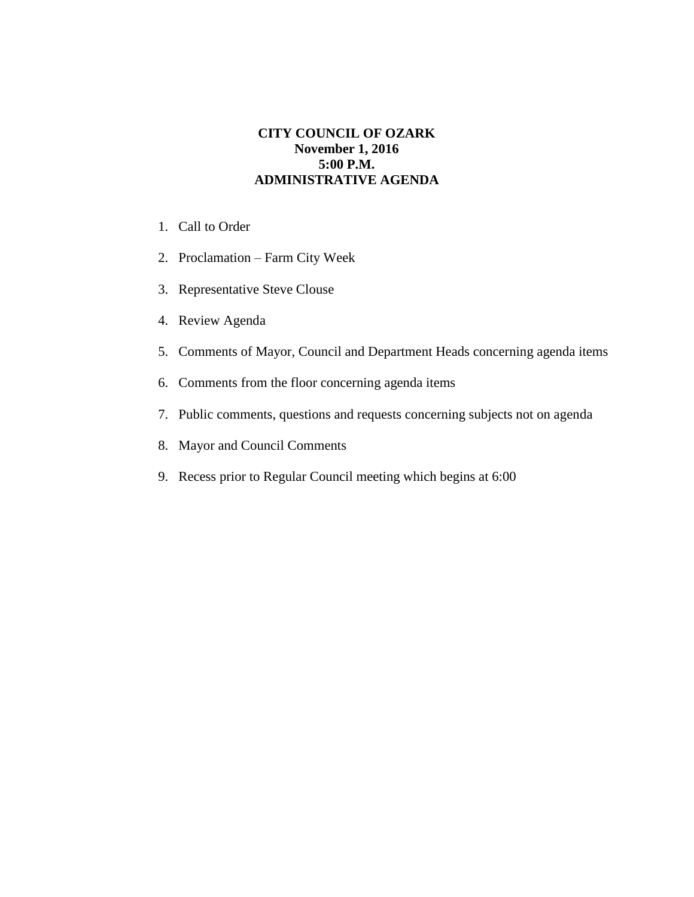**CITY COUNCIL OF OZARK**
**November 1, 2016**
**5:00 P.M.**
**ADMINISTRATIVE AGENDA**

1. Call to Order
2. Proclamation – Farm City Week
3. Representative Steve Clouse
4. Review Agenda
5. Comments of Mayor, Council and Department Heads concerning agenda items
6. Comments from the floor concerning agenda items
7. Public comments, questions and requests concerning subjects not on agenda
8. Mayor and Council Comments
9. Recess prior to Regular Council meeting which begins at 6:00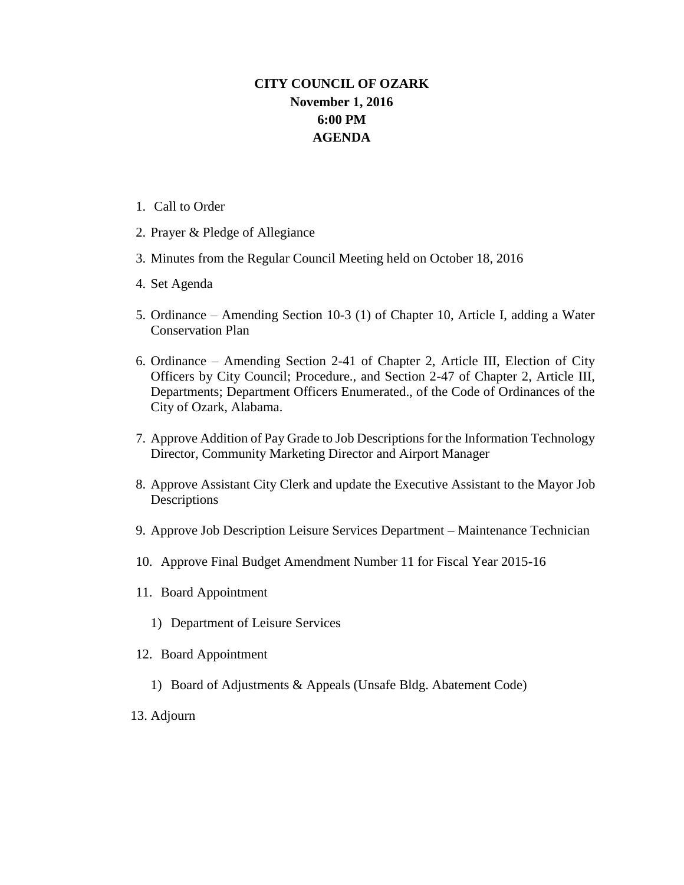**CITY COUNCIL OF OZARK**
**November 1, 2016**
**6:00 PM**
**AGENDA**

1. Call to Order
2. Prayer & Pledge of Allegiance
3. Minutes from the Regular Council Meeting held on October 18, 2016
4. Set Agenda
5. Ordinance – Amending Section 10-3 (1) of Chapter 10, Article I, adding a Water Conservation Plan
6. Ordinance – Amending Section 2-41 of Chapter 2, Article III, Election of City Officers by City Council; Procedure., and Section 2-47 of Chapter 2, Article III, Departments; Department Officers Enumerated., of the Code of Ordinances of the City of Ozark, Alabama.
7. Approve Addition of Pay Grade to Job Descriptions for the Information Technology Director, Community Marketing Director and Airport Manager
8. Approve Assistant City Clerk and update the Executive Assistant to the Mayor Job Descriptions
9. Approve Job Description Leisure Services Department – Maintenance Technician
10. Approve Final Budget Amendment Number 11 for Fiscal Year 2015-16
11. Board Appointment
    1) Department of Leisure Services
12. Board Appointment
    1) Board of Adjustments & Appeals (Unsafe Bldg. Abatement Code)
13. Adjourn